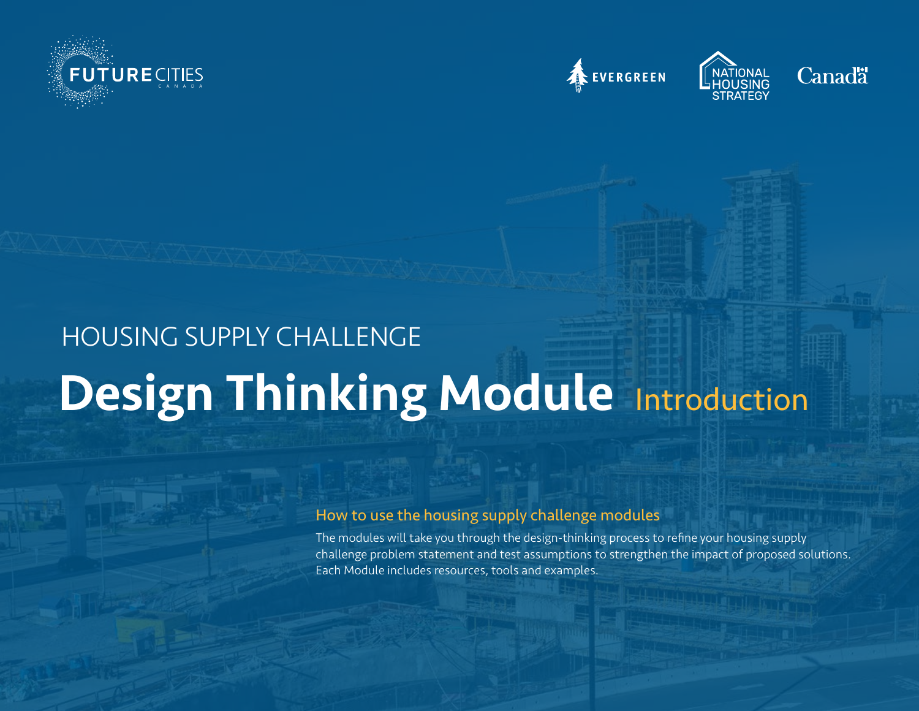FUTURE CITIES CANADA

EVERGREEN

NATIONAL HOUSING STRATEGY

Canada

HOUSING SUPPLY CHALLENGE

# Design Thinking Module Introduction

## How to use the housing supply challenge modules

The modules will take you through the design-thinking process to refine your housing supply challenge problem statement and test assumptions to strengthen the impact of proposed solutions. Each Module includes resources, tools and examples.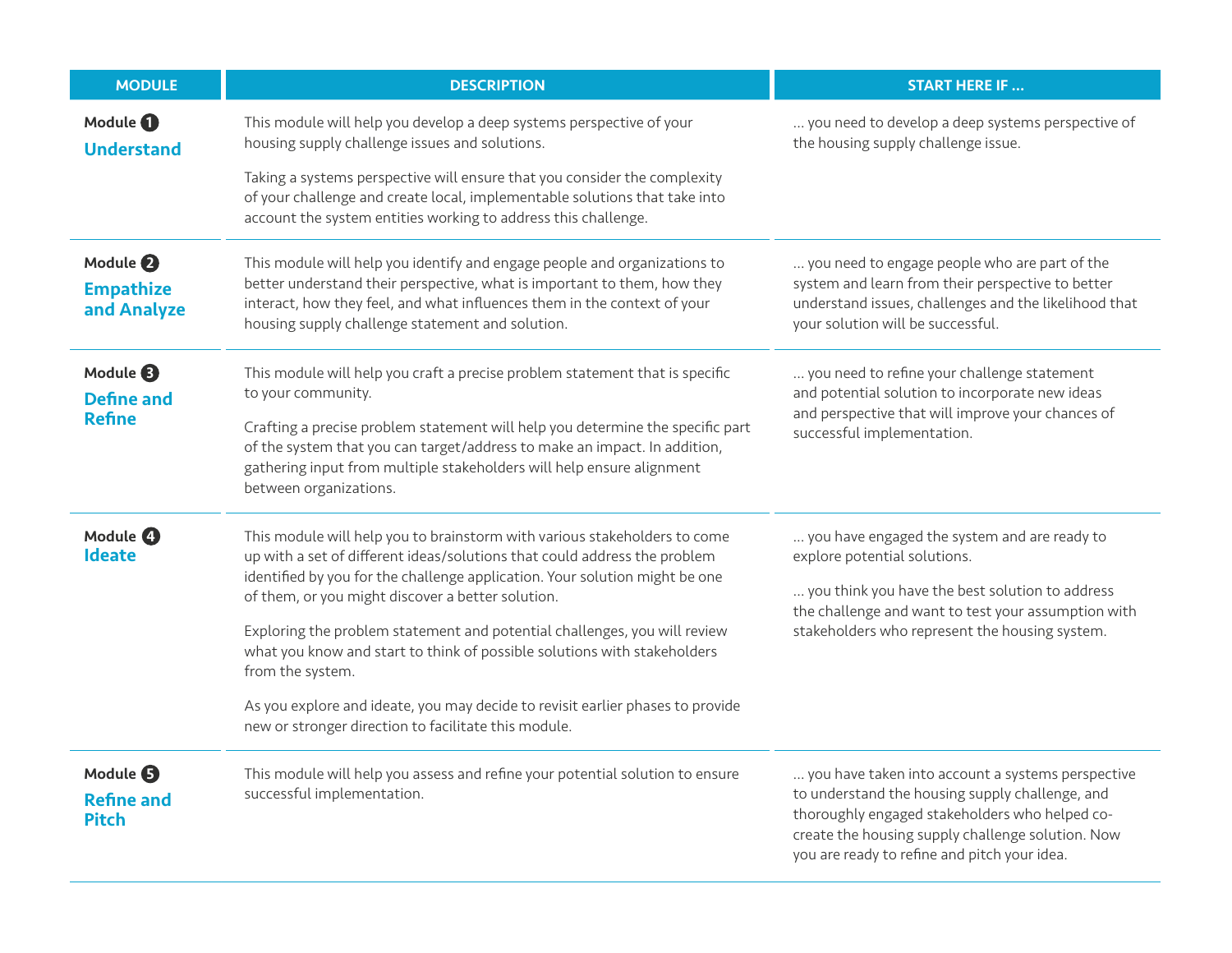| MODULE | DESCRIPTION | START HERE IF ... |
| --- | --- | --- |
| Module 1 **Understand** | This module will help you develop a deep systems perspective of your housing supply challenge issues and solutions.<br><br>Taking a systems perspective will ensure that you consider the complexity of your challenge and create local, implementable solutions that take into account the system entities working to address this challenge. | ... you need to develop a deep systems perspective of the housing supply challenge issue. |
| Module 2 **Empathize and Analyze** | This module will help you identify and engage people and organizations to better understand their perspective, what is important to them, how they interact, how they feel, and what influences them in the context of your housing supply challenge statement and solution. | ... you need to engage people who are part of the system and learn from their perspective to better understand issues, challenges and the likelihood that your solution will be successful. |
| Module 3 **Define and Refine** | This module will help you craft a precise problem statement that is specific to your community.<br><br>Crafting a precise problem statement will help you determine the specific part of the system that you can target/address to make an impact. In addition, gathering input from multiple stakeholders will help ensure alignment between organizations. | ... you need to refine your challenge statement and potential solution to incorporate new ideas and perspective that will improve your chances of successful implementation. |
| Module 4 **Ideate** | This module will help you to brainstorm with various stakeholders to come up with a set of different ideas/solutions that could address the problem identified by you for the challenge application. Your solution might be one of them, or you might discover a better solution.<br><br>Exploring the problem statement and potential challenges, you will review what you know and start to think of possible solutions with stakeholders from the system.<br><br>As you explore and ideate, you may decide to revisit earlier phases to provide new or stronger direction to facilitate this module. | ... you have engaged the system and are ready to explore potential solutions.<br><br>... you think you have the best solution to address the challenge and want to test your assumption with stakeholders who represent the housing system. |
| Module 5 **Refine and Pitch** | This module will help you assess and refine your potential solution to ensure successful implementation. | ... you have taken into account a systems perspective to understand the housing supply challenge, and thoroughly engaged stakeholders who helped co-create the housing supply challenge solution. Now you are ready to refine and pitch your idea. |